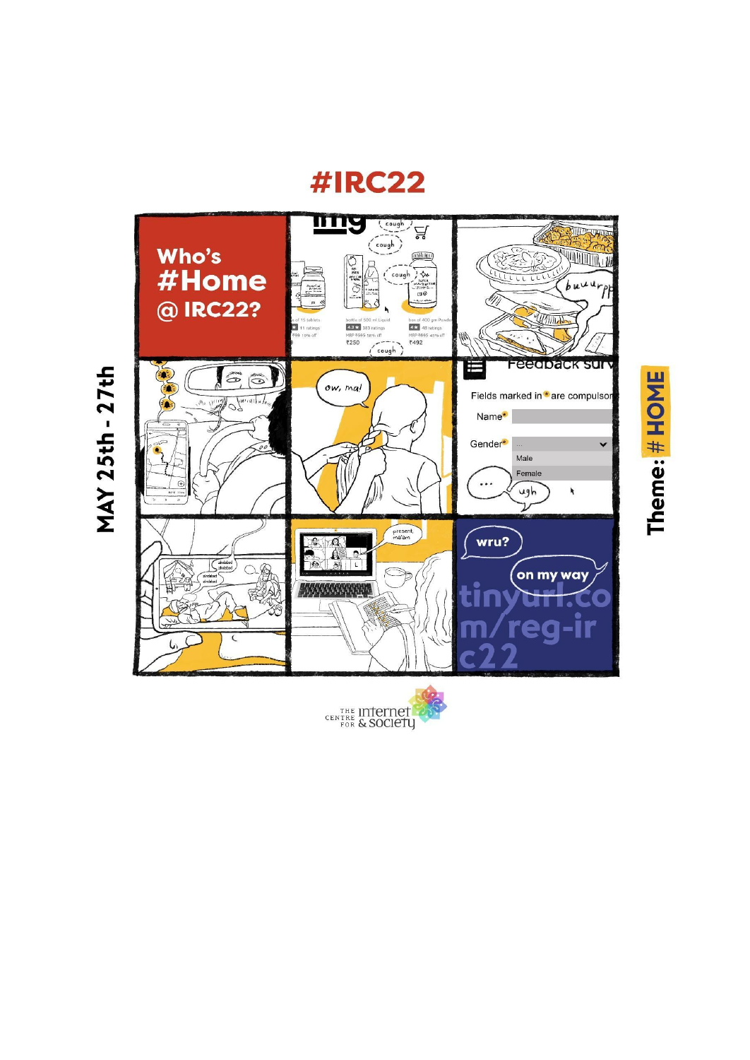# #IRC22

MAY 25th - 27th

Theme: # HOME

Who's #Home @ IRC22?

tinyurl.com/reg-irc22

THE CENTRE FOR Internet & Society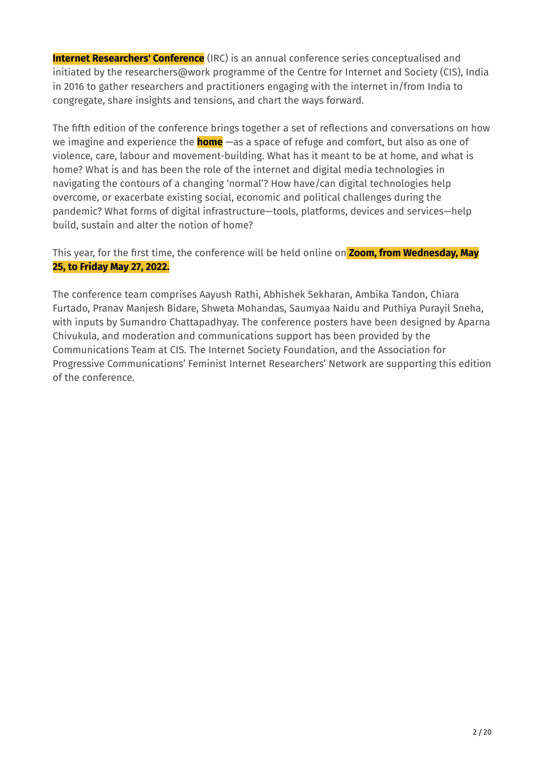**Internet Researchers' Conference** (IRC) is an annual conference series conceptualised and initiated by the researchers@work programme of the Centre for Internet and Society (CIS), India in 2016 to gather researchers and practitioners engaging with the internet in/from India to congregate, share insights and tensions, and chart the ways forward.

The fifth edition of the conference brings together a set of reflections and conversations on how we imagine and experience the **home** —as a space of refuge and comfort, but also as one of violence, care, labour and movement-building. What has it meant to be at home, and what is home? What is and has been the role of the internet and digital media technologies in navigating the contours of a changing 'normal'? How have/can digital technologies help overcome, or exacerbate existing social, economic and political challenges during the pandemic? What forms of digital infrastructure—tools, platforms, devices and services—help build, sustain and alter the notion of home?

This year, for the first time, the conference will be held online on **Zoom, from Wednesday, May 25, to Friday May 27, 2022.**

The conference team comprises Aayush Rathi, Abhishek Sekharan, Ambika Tandon, Chiara Furtado, Pranav Manjesh Bidare, Shweta Mohandas, Saumyaa Naidu and Puthiya Purayil Sneha, with inputs by Sumandro Chattapadhyay. The conference posters have been designed by Aparna Chivukula, and moderation and communications support has been provided by the Communications Team at CIS. The Internet Society Foundation, and the Association for Progressive Communications' Feminist Internet Researchers' Network are supporting this edition of the conference.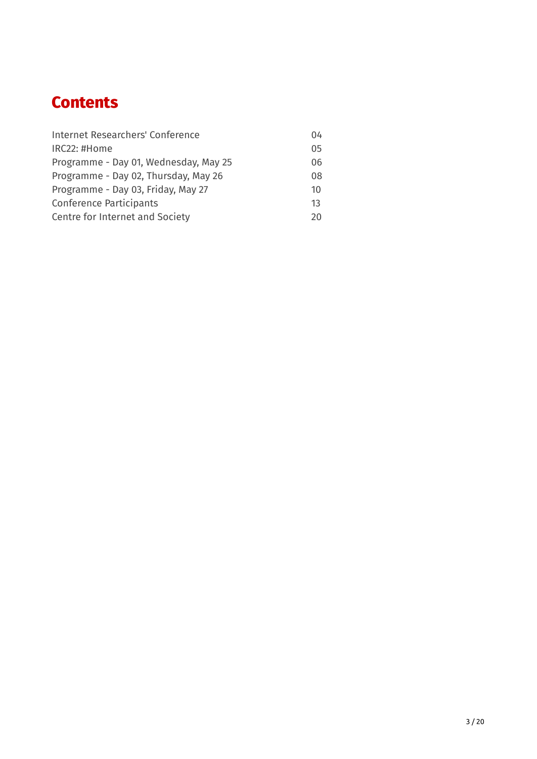# Contents

| | |
|---|---|
| Internet Researchers' Conference | 04 |
| IRC22: #Home | 05 |
| Programme - Day 01, Wednesday, May 25 | 06 |
| Programme - Day 02, Thursday, May 26 | 08 |
| Programme - Day 03, Friday, May 27 | 10 |
| Conference Participants | 13 |
| Centre for Internet and Society | 20 |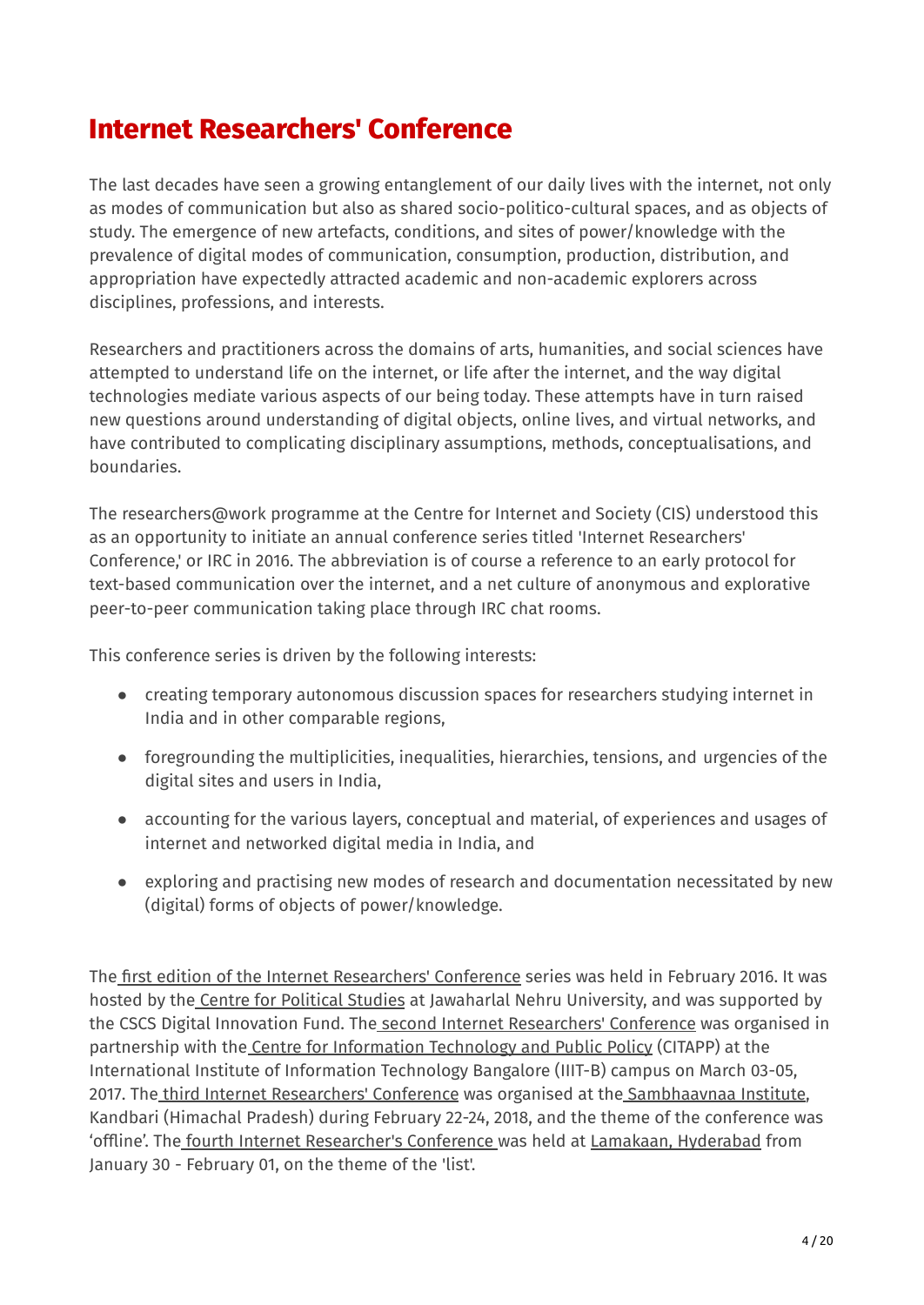# Internet Researchers' Conference

The last decades have seen a growing entanglement of our daily lives with the internet, not only as modes of communication but also as shared socio-politico-cultural spaces, and as objects of study. The emergence of new artefacts, conditions, and sites of power/knowledge with the prevalence of digital modes of communication, consumption, production, distribution, and appropriation have expectedly attracted academic and non-academic explorers across disciplines, professions, and interests.

Researchers and practitioners across the domains of arts, humanities, and social sciences have attempted to understand life on the internet, or life after the internet, and the way digital technologies mediate various aspects of our being today. These attempts have in turn raised new questions around understanding of digital objects, online lives, and virtual networks, and have contributed to complicating disciplinary assumptions, methods, conceptualisations, and boundaries.

The researchers@work programme at the Centre for Internet and Society (CIS) understood this as an opportunity to initiate an annual conference series titled 'Internet Researchers' Conference,' or IRC in 2016. The abbreviation is of course a reference to an early protocol for text-based communication over the internet, and a net culture of anonymous and explorative peer-to-peer communication taking place through IRC chat rooms.

This conference series is driven by the following interests:

- creating temporary autonomous discussion spaces for researchers studying internet in India and in other comparable regions,
- foregrounding the multiplicities, inequalities, hierarchies, tensions, and urgencies of the digital sites and users in India,
- accounting for the various layers, conceptual and material, of experiences and usages of internet and networked digital media in India, and
- exploring and practising new modes of research and documentation necessitated by new (digital) forms of objects of power/knowledge.

The first edition of the Internet Researchers' Conference series was held in February 2016. It was hosted by the Centre for Political Studies at Jawaharlal Nehru University, and was supported by the CSCS Digital Innovation Fund. The second Internet Researchers' Conference was organised in partnership with the Centre for Information Technology and Public Policy (CITAPP) at the International Institute of Information Technology Bangalore (IIIT-B) campus on March 03-05, 2017. The third Internet Researchers' Conference was organised at the Sambhaavnaa Institute, Kandbari (Himachal Pradesh) during February 22-24, 2018, and the theme of the conference was 'offline'. The fourth Internet Researcher's Conference was held at Lamakaan, Hyderabad from January 30 - February 01, on the theme of the 'list'.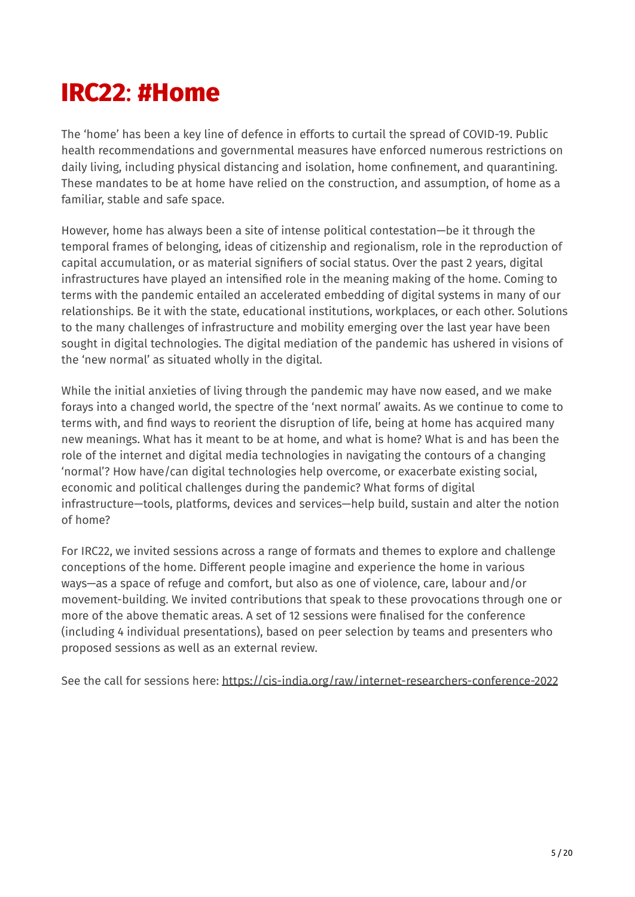# IRC22: #Home

The 'home' has been a key line of defence in efforts to curtail the spread of COVID-19. Public health recommendations and governmental measures have enforced numerous restrictions on daily living, including physical distancing and isolation, home confinement, and quarantining. These mandates to be at home have relied on the construction, and assumption, of home as a familiar, stable and safe space.

However, home has always been a site of intense political contestation—be it through the temporal frames of belonging, ideas of citizenship and regionalism, role in the reproduction of capital accumulation, or as material signifiers of social status. Over the past 2 years, digital infrastructures have played an intensified role in the meaning making of the home. Coming to terms with the pandemic entailed an accelerated embedding of digital systems in many of our relationships. Be it with the state, educational institutions, workplaces, or each other. Solutions to the many challenges of infrastructure and mobility emerging over the last year have been sought in digital technologies. The digital mediation of the pandemic has ushered in visions of the 'new normal' as situated wholly in the digital.

While the initial anxieties of living through the pandemic may have now eased, and we make forays into a changed world, the spectre of the 'next normal' awaits. As we continue to come to terms with, and find ways to reorient the disruption of life, being at home has acquired many new meanings. What has it meant to be at home, and what is home? What is and has been the role of the internet and digital media technologies in navigating the contours of a changing 'normal'? How have/can digital technologies help overcome, or exacerbate existing social, economic and political challenges during the pandemic? What forms of digital infrastructure—tools, platforms, devices and services—help build, sustain and alter the notion of home?

For IRC22, we invited sessions across a range of formats and themes to explore and challenge conceptions of the home. Different people imagine and experience the home in various ways—as a space of refuge and comfort, but also as one of violence, care, labour and/or movement-building. We invited contributions that speak to these provocations through one or more of the above thematic areas. A set of 12 sessions were finalised for the conference (including 4 individual presentations), based on peer selection by teams and presenters who proposed sessions as well as an external review.

See the call for sessions here: https://cis-india.org/raw/internet-researchers-conference-2022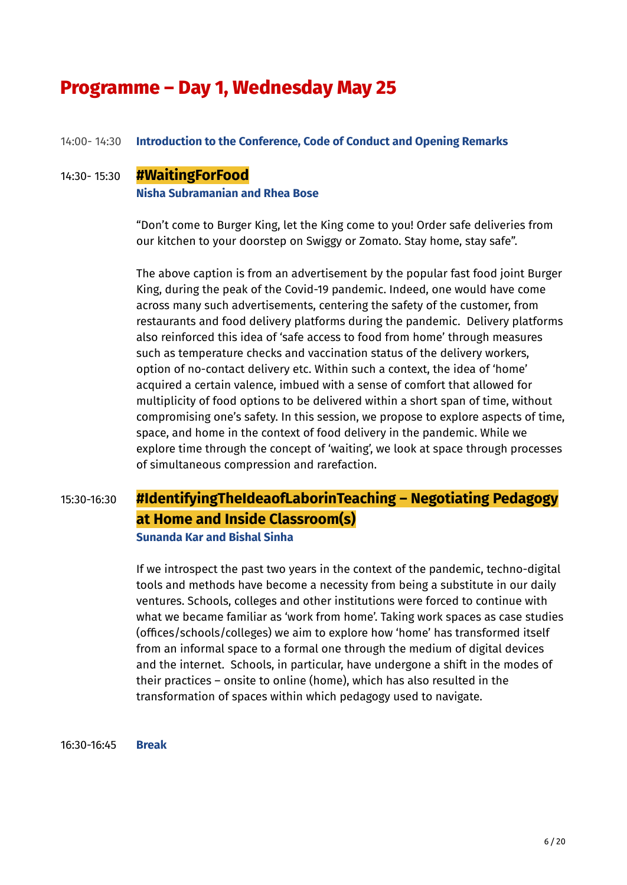# Programme – Day 1, Wednesday May 25

14:00- 14:30 **Introduction to the Conference, Code of Conduct and Opening Remarks**

14:30- 15:30 **#WaitingForFood**

**Nisha Subramanian and Rhea Bose**

"Don't come to Burger King, let the King come to you! Order safe deliveries from our kitchen to your doorstep on Swiggy or Zomato. Stay home, stay safe".

The above caption is from an advertisement by the popular fast food joint Burger King, during the peak of the Covid-19 pandemic. Indeed, one would have come across many such advertisements, centering the safety of the customer, from restaurants and food delivery platforms during the pandemic. Delivery platforms also reinforced this idea of 'safe access to food from home' through measures such as temperature checks and vaccination status of the delivery workers, option of no-contact delivery etc. Within such a context, the idea of 'home' acquired a certain valence, imbued with a sense of comfort that allowed for multiplicity of food options to be delivered within a short span of time, without compromising one's safety. In this session, we propose to explore aspects of time, space, and home in the context of food delivery in the pandemic. While we explore time through the concept of 'waiting', we look at space through processes of simultaneous compression and rarefaction.

15:30-16:30 **#IdentifyingTheIdeaofLaborinTeaching – Negotiating Pedagogy at Home and Inside Classroom(s)**

**Sunanda Kar and Bishal Sinha**

If we introspect the past two years in the context of the pandemic, techno-digital tools and methods have become a necessity from being a substitute in our daily ventures. Schools, colleges and other institutions were forced to continue with what we became familiar as 'work from home'. Taking work spaces as case studies (offices/schools/colleges) we aim to explore how 'home' has transformed itself from an informal space to a formal one through the medium of digital devices and the internet. Schools, in particular, have undergone a shift in the modes of their practices – onsite to online (home), which has also resulted in the transformation of spaces within which pedagogy used to navigate.

16:30-16:45 **Break**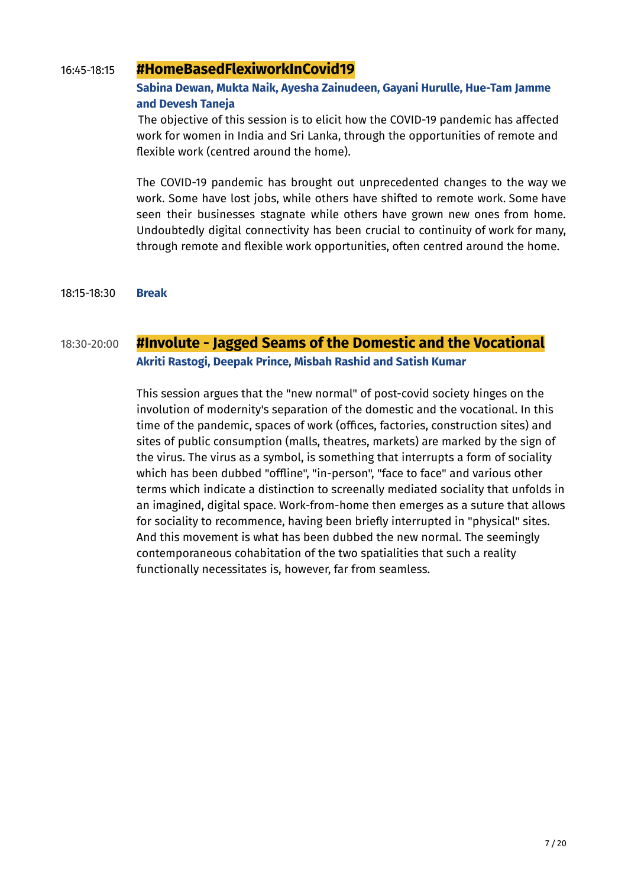16:45-18:15 **#HomeBasedFlexiworkInCovid19**

**Sabina Dewan, Mukta Naik, Ayesha Zainudeen, Gayani Hurulle, Hue-Tam Jamme and Devesh Taneja**

The objective of this session is to elicit how the COVID-19 pandemic has affected work for women in India and Sri Lanka, through the opportunities of remote and flexible work (centred around the home).

The COVID-19 pandemic has brought out unprecedented changes to the way we work. Some have lost jobs, while others have shifted to remote work. Some have seen their businesses stagnate while others have grown new ones from home. Undoubtedly digital connectivity has been crucial to continuity of work for many, through remote and flexible work opportunities, often centred around the home.

18:15-18:30 **Break**

18:30-20:00 **#Involute - Jagged Seams of the Domestic and the Vocational**

**Akriti Rastogi, Deepak Prince, Misbah Rashid and Satish Kumar**

This session argues that the "new normal" of post-covid society hinges on the involution of modernity's separation of the domestic and the vocational. In this time of the pandemic, spaces of work (offices, factories, construction sites) and sites of public consumption (malls, theatres, markets) are marked by the sign of the virus. The virus as a symbol, is something that interrupts a form of sociality which has been dubbed "offline", "in-person", "face to face" and various other terms which indicate a distinction to screenally mediated sociality that unfolds in an imagined, digital space. Work-from-home then emerges as a suture that allows for sociality to recommence, having been briefly interrupted in "physical" sites. And this movement is what has been dubbed the new normal. The seemingly contemporaneous cohabitation of the two spatialities that such a reality functionally necessitates is, however, far from seamless.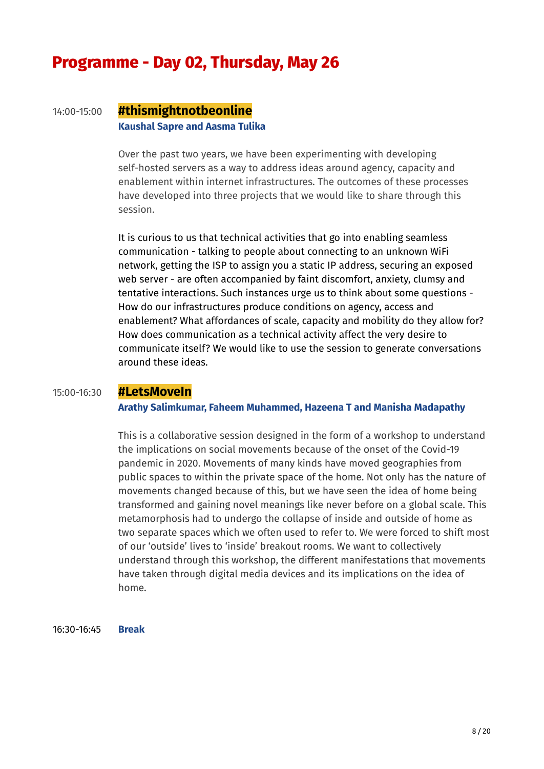# Programme - Day 02, Thursday, May 26

14:00-15:00 **#thismightnotbeonline**

**Kaushal Sapre and Aasma Tulika**

Over the past two years, we have been experimenting with developing self-hosted servers as a way to address ideas around agency, capacity and enablement within internet infrastructures. The outcomes of these processes have developed into three projects that we would like to share through this session.

It is curious to us that technical activities that go into enabling seamless communication - talking to people about connecting to an unknown WiFi network, getting the ISP to assign you a static IP address, securing an exposed web server - are often accompanied by faint discomfort, anxiety, clumsy and tentative interactions. Such instances urge us to think about some questions - How do our infrastructures produce conditions on agency, access and enablement? What affordances of scale, capacity and mobility do they allow for? How does communication as a technical activity affect the very desire to communicate itself? We would like to use the session to generate conversations around these ideas.

15:00-16:30 **#LetsMoveIn**

**Arathy Salimkumar, Faheem Muhammed, Hazeena T and Manisha Madapathy**

This is a collaborative session designed in the form of a workshop to understand the implications on social movements because of the onset of the Covid-19 pandemic in 2020. Movements of many kinds have moved geographies from public spaces to within the private space of the home. Not only has the nature of movements changed because of this, but we have seen the idea of home being transformed and gaining novel meanings like never before on a global scale. This metamorphosis had to undergo the collapse of inside and outside of home as two separate spaces which we often used to refer to. We were forced to shift most of our 'outside' lives to 'inside' breakout rooms. We want to collectively understand through this workshop, the different manifestations that movements have taken through digital media devices and its implications on the idea of home.

16:30-16:45 **Break**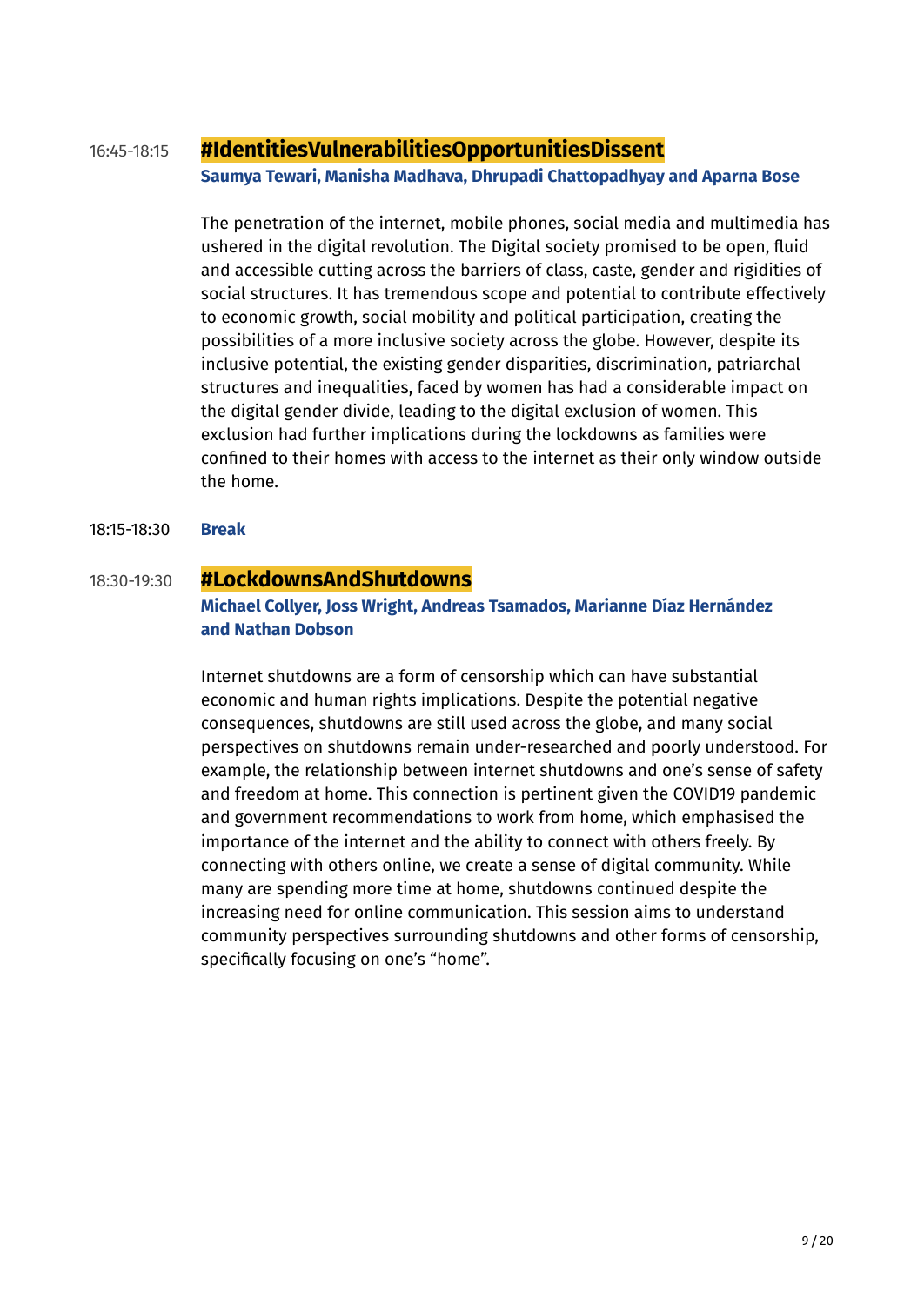16:45-18:15 **#IdentitiesVulnerabilitiesOpportunitiesDissent**

**Saumya Tewari, Manisha Madhava, Dhrupadi Chattopadhyay and Aparna Bose**

The penetration of the internet, mobile phones, social media and multimedia has ushered in the digital revolution. The Digital society promised to be open, fluid and accessible cutting across the barriers of class, caste, gender and rigidities of social structures. It has tremendous scope and potential to contribute effectively to economic growth, social mobility and political participation, creating the possibilities of a more inclusive society across the globe. However, despite its inclusive potential, the existing gender disparities, discrimination, patriarchal structures and inequalities, faced by women has had a considerable impact on the digital gender divide, leading to the digital exclusion of women. This exclusion had further implications during the lockdowns as families were confined to their homes with access to the internet as their only window outside the home.

18:15-18:30 **Break**

18:30-19:30 **#LockdownsAndShutdowns**

**Michael Collyer, Joss Wright, Andreas Tsamados, Marianne Díaz Hernández and Nathan Dobson**

Internet shutdowns are a form of censorship which can have substantial economic and human rights implications. Despite the potential negative consequences, shutdowns are still used across the globe, and many social perspectives on shutdowns remain under-researched and poorly understood. For example, the relationship between internet shutdowns and one's sense of safety and freedom at home. This connection is pertinent given the COVID19 pandemic and government recommendations to work from home, which emphasised the importance of the internet and the ability to connect with others freely. By connecting with others online, we create a sense of digital community. While many are spending more time at home, shutdowns continued despite the increasing need for online communication. This session aims to understand community perspectives surrounding shutdowns and other forms of censorship, specifically focusing on one's "home".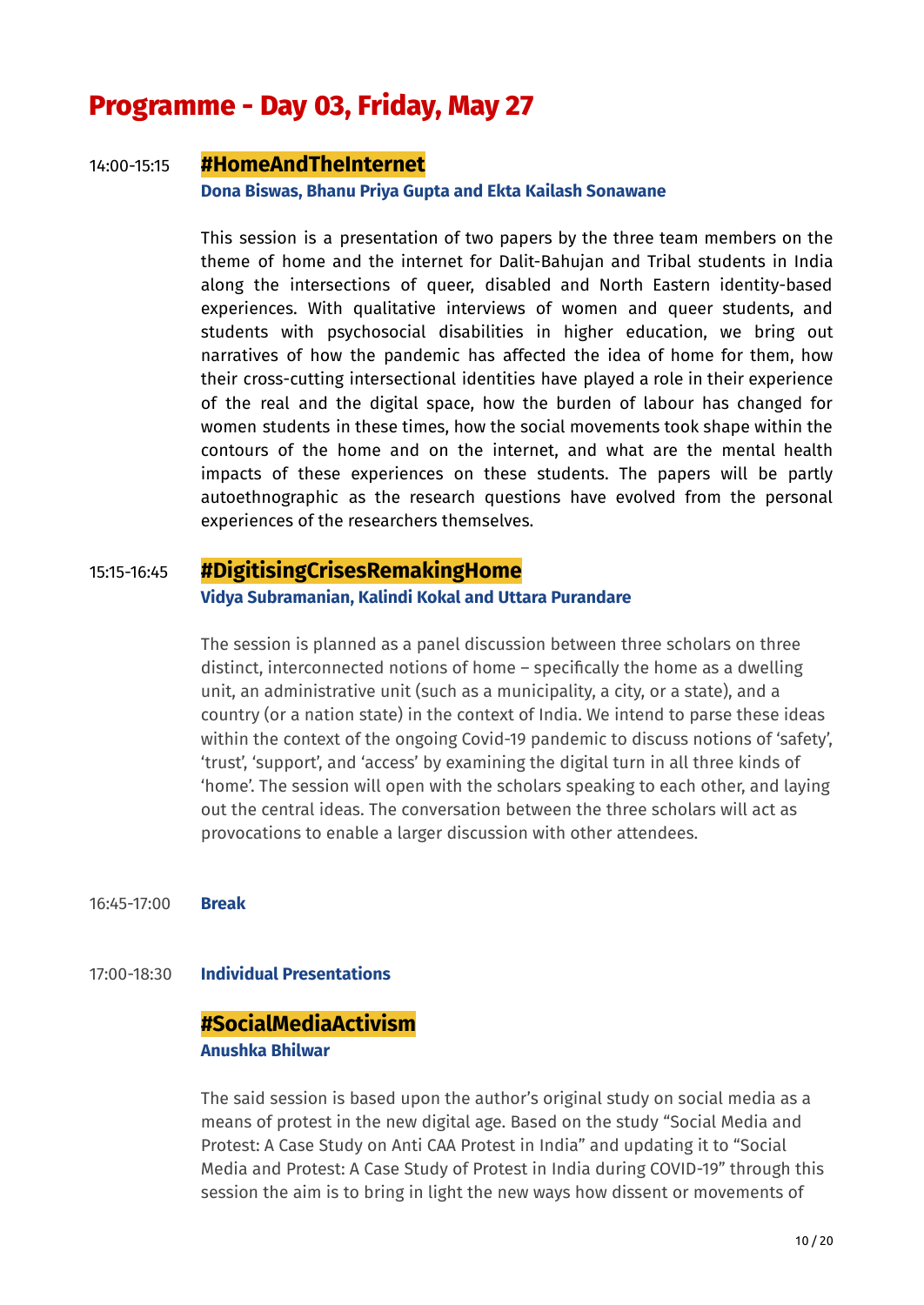# Programme - Day 03, Friday, May 27

14:00-15:15

## #HomeAndTheInternet

**Dona Biswas, Bhanu Priya Gupta and Ekta Kailash Sonawane**

This session is a presentation of two papers by the three team members on the theme of home and the internet for Dalit-Bahujan and Tribal students in India along the intersections of queer, disabled and North Eastern identity-based experiences. With qualitative interviews of women and queer students, and students with psychosocial disabilities in higher education, we bring out narratives of how the pandemic has affected the idea of home for them, how their cross-cutting intersectional identities have played a role in their experience of the real and the digital space, how the burden of labour has changed for women students in these times, how the social movements took shape within the contours of the home and on the internet, and what are the mental health impacts of these experiences on these students. The papers will be partly autoethnographic as the research questions have evolved from the personal experiences of the researchers themselves.

15:15-16:45

## #DigitisingCrisesRemakingHome

**Vidya Subramanian, Kalindi Kokal and Uttara Purandare**

The session is planned as a panel discussion between three scholars on three distinct, interconnected notions of home – specifically the home as a dwelling unit, an administrative unit (such as a municipality, a city, or a state), and a country (or a nation state) in the context of India. We intend to parse these ideas within the context of the ongoing Covid-19 pandemic to discuss notions of 'safety', 'trust', 'support', and 'access' by examining the digital turn in all three kinds of 'home'. The session will open with the scholars speaking to each other, and laying out the central ideas. The conversation between the three scholars will act as provocations to enable a larger discussion with other attendees.

16:45-17:00 **Break**

17:00-18:30 **Individual Presentations**

## #SocialMediaActivism

**Anushka Bhilwar**

The said session is based upon the author's original study on social media as a means of protest in the new digital age. Based on the study "Social Media and Protest: A Case Study on Anti CAA Protest in India" and updating it to "Social Media and Protest: A Case Study of Protest in India during COVID-19" through this session the aim is to bring in light the new ways how dissent or movements of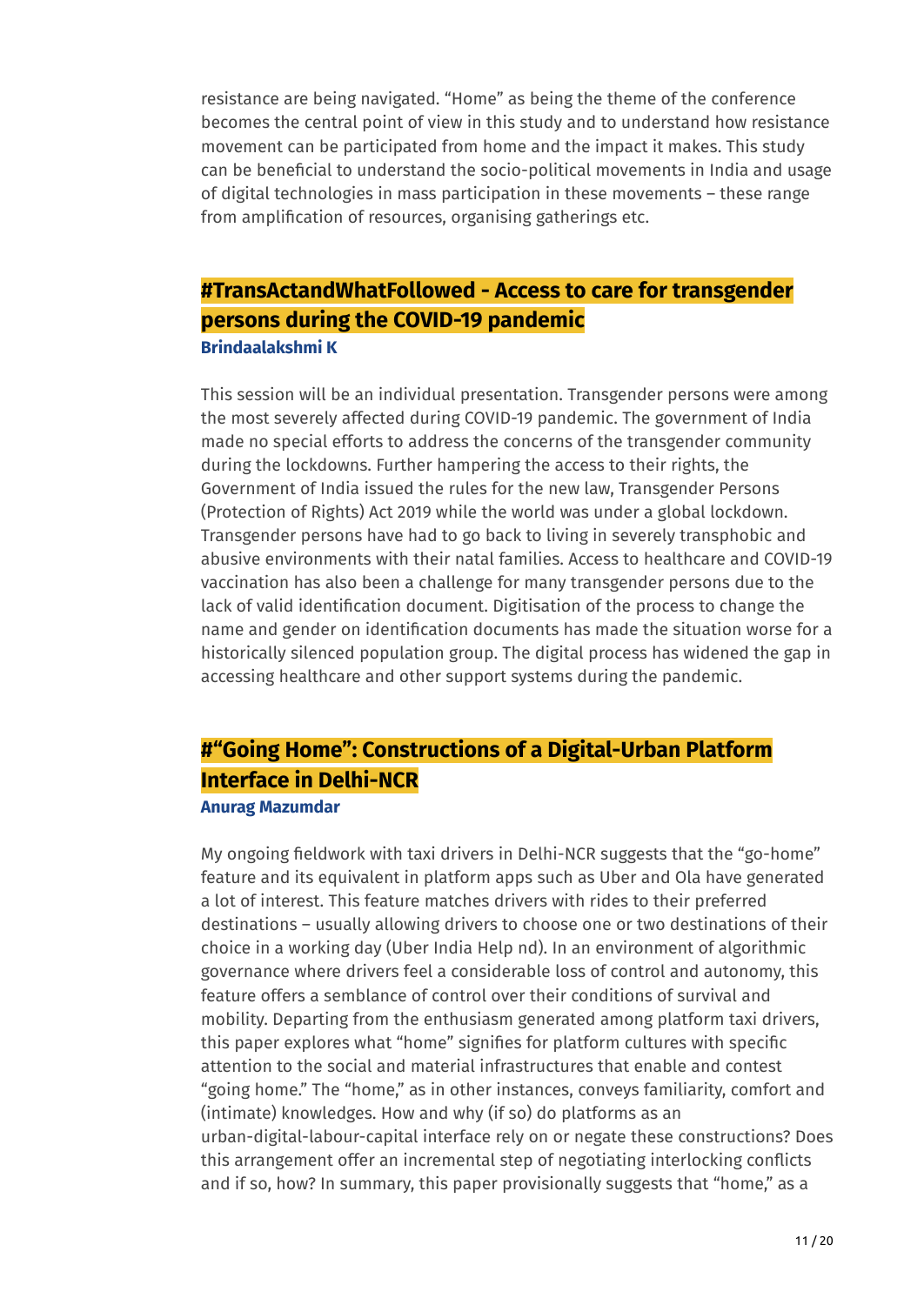resistance are being navigated. “Home” as being the theme of the conference becomes the central point of view in this study and to understand how resistance movement can be participated from home and the impact it makes. This study can be beneficial to understand the socio-political movements in India and usage of digital technologies in mass participation in these movements – these range from amplification of resources, organising gatherings etc.

## #TransActandWhatFollowed - Access to care for transgender persons during the COVID-19 pandemic

**Brindaalakshmi K**

This session will be an individual presentation. Transgender persons were among the most severely affected during COVID-19 pandemic. The government of India made no special efforts to address the concerns of the transgender community during the lockdowns. Further hampering the access to their rights, the Government of India issued the rules for the new law, Transgender Persons (Protection of Rights) Act 2019 while the world was under a global lockdown. Transgender persons have had to go back to living in severely transphobic and abusive environments with their natal families. Access to healthcare and COVID-19 vaccination has also been a challenge for many transgender persons due to the lack of valid identification document. Digitisation of the process to change the name and gender on identification documents has made the situation worse for a historically silenced population group. The digital process has widened the gap in accessing healthcare and other support systems during the pandemic.

## #“Going Home”: Constructions of a Digital-Urban Platform Interface in Delhi-NCR

**Anurag Mazumdar**

My ongoing fieldwork with taxi drivers in Delhi-NCR suggests that the “go-home” feature and its equivalent in platform apps such as Uber and Ola have generated a lot of interest. This feature matches drivers with rides to their preferred destinations – usually allowing drivers to choose one or two destinations of their choice in a working day (Uber India Help nd). In an environment of algorithmic governance where drivers feel a considerable loss of control and autonomy, this feature offers a semblance of control over their conditions of survival and mobility. Departing from the enthusiasm generated among platform taxi drivers, this paper explores what “home” signifies for platform cultures with specific attention to the social and material infrastructures that enable and contest “going home.” The “home,” as in other instances, conveys familiarity, comfort and (intimate) knowledges. How and why (if so) do platforms as an urban-digital-labour-capital interface rely on or negate these constructions? Does this arrangement offer an incremental step of negotiating interlocking conflicts and if so, how? In summary, this paper provisionally suggests that “home,” as a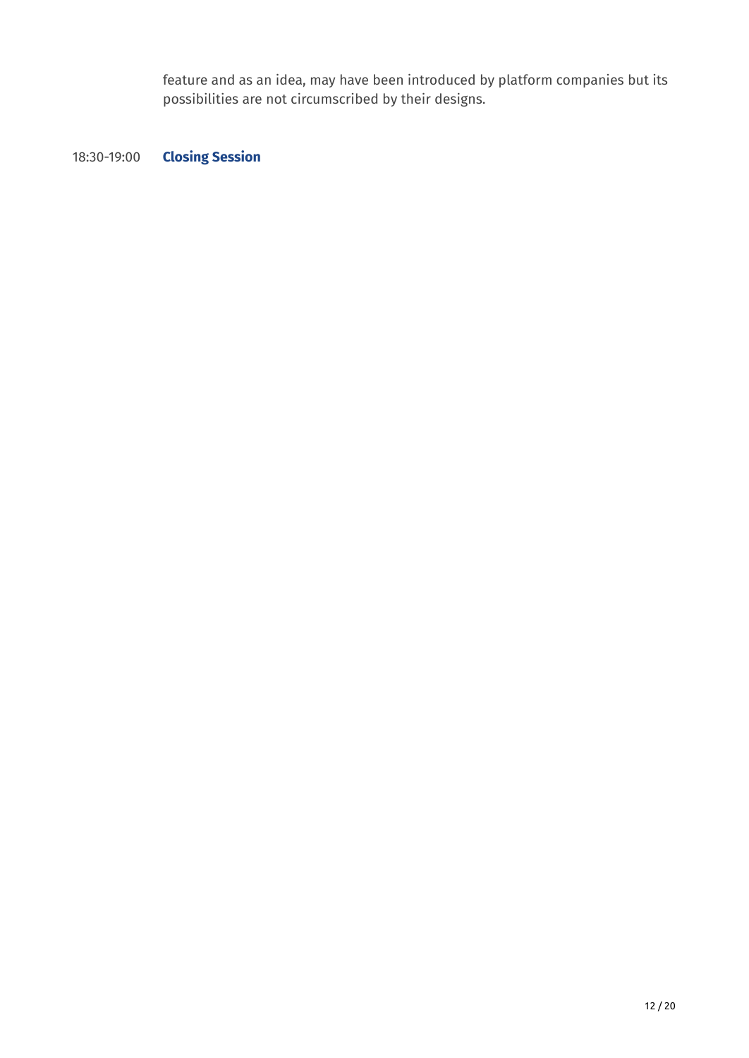feature and as an idea, may have been introduced by platform companies but its possibilities are not circumscribed by their designs.

18:30-19:00 **Closing Session**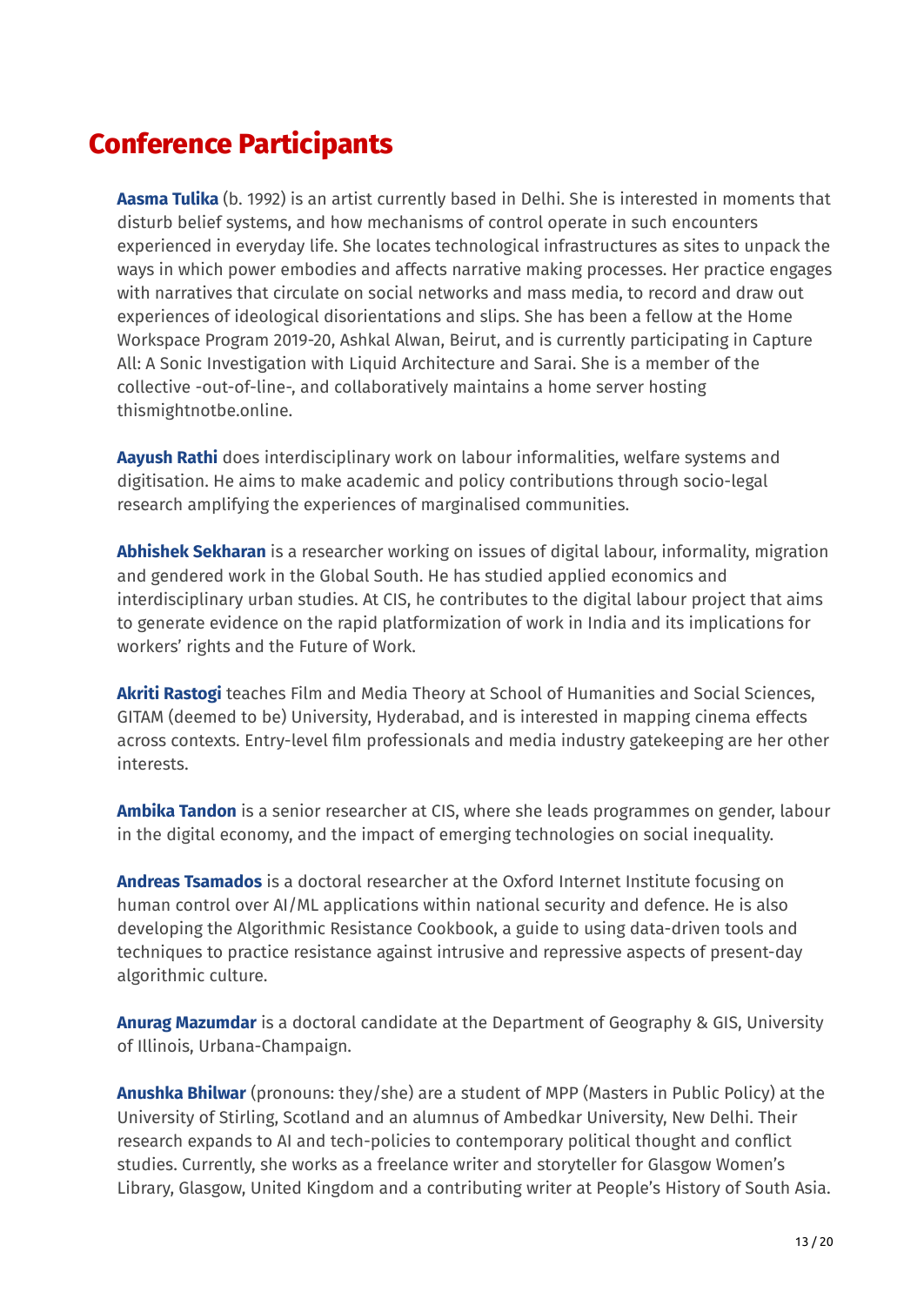# Conference Participants

**Aasma Tulika** (b. 1992) is an artist currently based in Delhi. She is interested in moments that disturb belief systems, and how mechanisms of control operate in such encounters experienced in everyday life. She locates technological infrastructures as sites to unpack the ways in which power embodies and affects narrative making processes. Her practice engages with narratives that circulate on social networks and mass media, to record and draw out experiences of ideological disorientations and slips. She has been a fellow at the Home Workspace Program 2019-20, Ashkal Alwan, Beirut, and is currently participating in Capture All: A Sonic Investigation with Liquid Architecture and Sarai. She is a member of the collective -out-of-line-, and collaboratively maintains a home server hosting thismightnotbe.online.

**Aayush Rathi** does interdisciplinary work on labour informalities, welfare systems and digitisation. He aims to make academic and policy contributions through socio-legal research amplifying the experiences of marginalised communities.

**Abhishek Sekharan** is a researcher working on issues of digital labour, informality, migration and gendered work in the Global South. He has studied applied economics and interdisciplinary urban studies. At CIS, he contributes to the digital labour project that aims to generate evidence on the rapid platformization of work in India and its implications for workers' rights and the Future of Work.

**Akriti Rastogi** teaches Film and Media Theory at School of Humanities and Social Sciences, GITAM (deemed to be) University, Hyderabad, and is interested in mapping cinema effects across contexts. Entry-level film professionals and media industry gatekeeping are her other interests.

**Ambika Tandon** is a senior researcher at CIS, where she leads programmes on gender, labour in the digital economy, and the impact of emerging technologies on social inequality.

**Andreas Tsamados** is a doctoral researcher at the Oxford Internet Institute focusing on human control over AI/ML applications within national security and defence. He is also developing the Algorithmic Resistance Cookbook, a guide to using data-driven tools and techniques to practice resistance against intrusive and repressive aspects of present-day algorithmic culture.

**Anurag Mazumdar** is a doctoral candidate at the Department of Geography & GIS, University of Illinois, Urbana-Champaign.

**Anushka Bhilwar** (pronouns: they/she) are a student of MPP (Masters in Public Policy) at the University of Stirling, Scotland and an alumnus of Ambedkar University, New Delhi. Their research expands to AI and tech-policies to contemporary political thought and conflict studies. Currently, she works as a freelance writer and storyteller for Glasgow Women's Library, Glasgow, United Kingdom and a contributing writer at People's History of South Asia.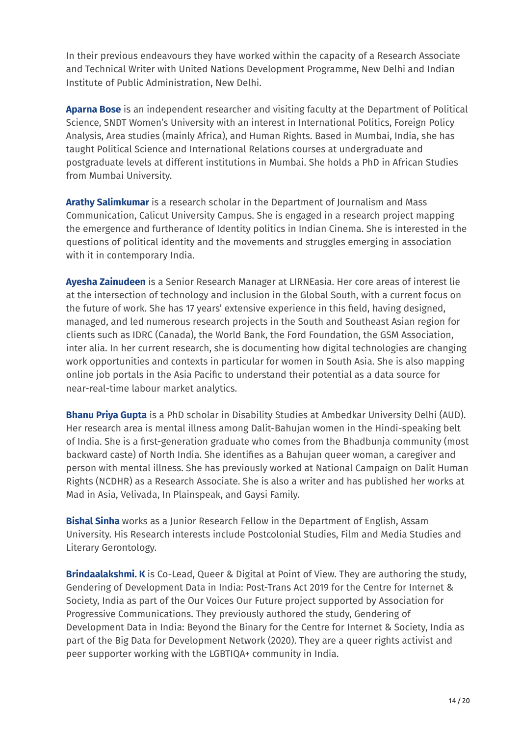In their previous endeavours they have worked within the capacity of a Research Associate and Technical Writer with United Nations Development Programme, New Delhi and Indian Institute of Public Administration, New Delhi.

**Aparna Bose** is an independent researcher and visiting faculty at the Department of Political Science, SNDT Women's University with an interest in International Politics, Foreign Policy Analysis, Area studies (mainly Africa), and Human Rights. Based in Mumbai, India, she has taught Political Science and International Relations courses at undergraduate and postgraduate levels at different institutions in Mumbai. She holds a PhD in African Studies from Mumbai University.

**Arathy Salimkumar** is a research scholar in the Department of Journalism and Mass Communication, Calicut University Campus. She is engaged in a research project mapping the emergence and furtherance of Identity politics in Indian Cinema. She is interested in the questions of political identity and the movements and struggles emerging in association with it in contemporary India.

**Ayesha Zainudeen** is a Senior Research Manager at LIRNEasia. Her core areas of interest lie at the intersection of technology and inclusion in the Global South, with a current focus on the future of work. She has 17 years' extensive experience in this field, having designed, managed, and led numerous research projects in the South and Southeast Asian region for clients such as IDRC (Canada), the World Bank, the Ford Foundation, the GSM Association, inter alia. In her current research, she is documenting how digital technologies are changing work opportunities and contexts in particular for women in South Asia. She is also mapping online job portals in the Asia Pacific to understand their potential as a data source for near-real-time labour market analytics.

**Bhanu Priya Gupta** is a PhD scholar in Disability Studies at Ambedkar University Delhi (AUD). Her research area is mental illness among Dalit-Bahujan women in the Hindi-speaking belt of India. She is a first-generation graduate who comes from the Bhadbunja community (most backward caste) of North India. She identifies as a Bahujan queer woman, a caregiver and person with mental illness. She has previously worked at National Campaign on Dalit Human Rights (NCDHR) as a Research Associate. She is also a writer and has published her works at Mad in Asia, Velivada, In Plainspeak, and Gaysi Family.

**Bishal Sinha** works as a Junior Research Fellow in the Department of English, Assam University. His Research interests include Postcolonial Studies, Film and Media Studies and Literary Gerontology.

**Brindaalakshmi. K** is Co-Lead, Queer & Digital at Point of View. They are authoring the study, Gendering of Development Data in India: Post-Trans Act 2019 for the Centre for Internet & Society, India as part of the Our Voices Our Future project supported by Association for Progressive Communications. They previously authored the study, Gendering of Development Data in India: Beyond the Binary for the Centre for Internet & Society, India as part of the Big Data for Development Network (2020). They are a queer rights activist and peer supporter working with the LGBTIQA+ community in India.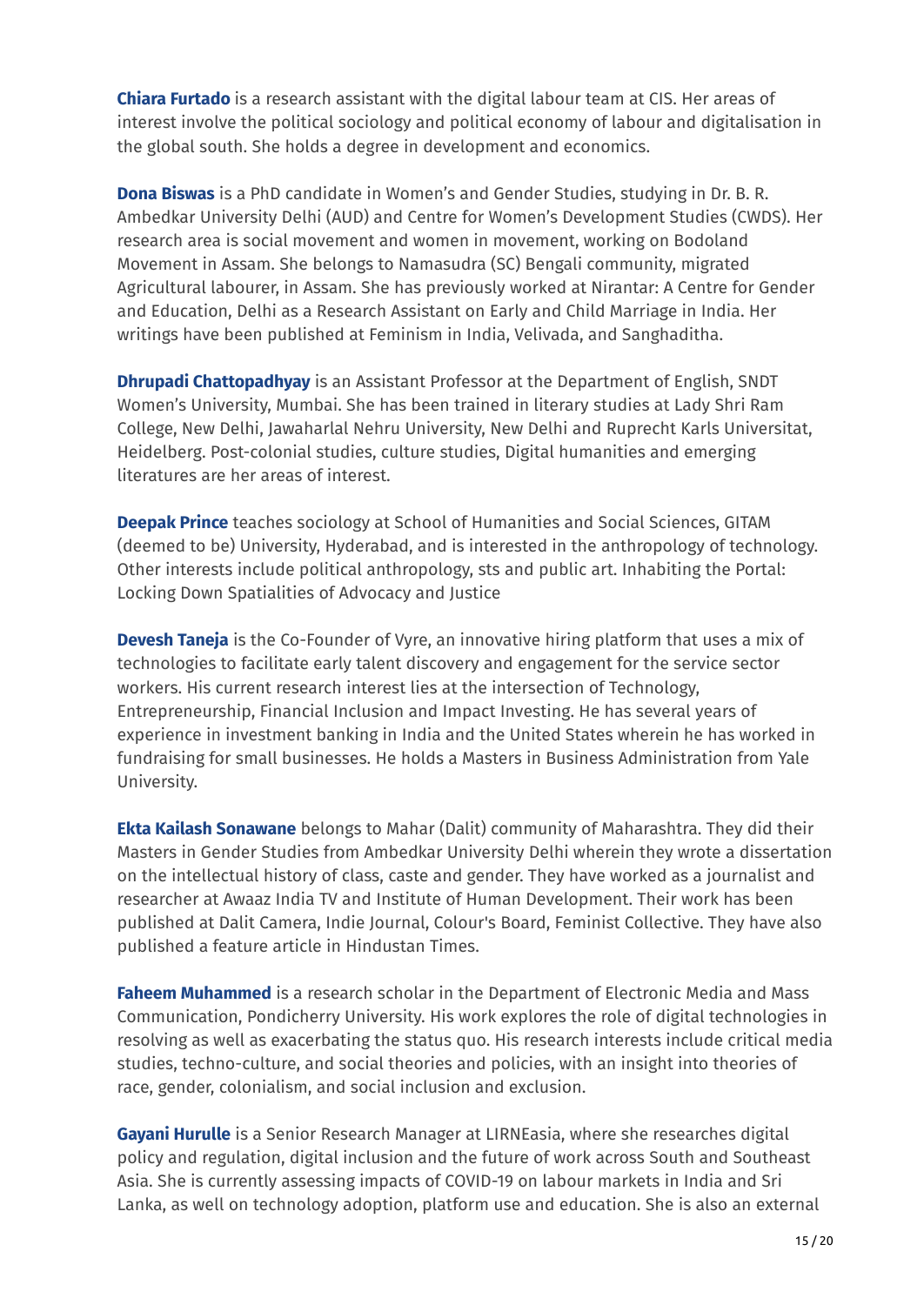**Chiara Furtado** is a research assistant with the digital labour team at CIS. Her areas of interest involve the political sociology and political economy of labour and digitalisation in the global south. She holds a degree in development and economics.

**Dona Biswas** is a PhD candidate in Women's and Gender Studies, studying in Dr. B. R. Ambedkar University Delhi (AUD) and Centre for Women's Development Studies (CWDS). Her research area is social movement and women in movement, working on Bodoland Movement in Assam. She belongs to Namasudra (SC) Bengali community, migrated Agricultural labourer, in Assam. She has previously worked at Nirantar: A Centre for Gender and Education, Delhi as a Research Assistant on Early and Child Marriage in India. Her writings have been published at Feminism in India, Velivada, and Sanghaditha.

**Dhrupadi Chattopadhyay** is an Assistant Professor at the Department of English, SNDT Women's University, Mumbai. She has been trained in literary studies at Lady Shri Ram College, New Delhi, Jawaharlal Nehru University, New Delhi and Ruprecht Karls Universitat, Heidelberg. Post-colonial studies, culture studies, Digital humanities and emerging literatures are her areas of interest.

**Deepak Prince** teaches sociology at School of Humanities and Social Sciences, GITAM (deemed to be) University, Hyderabad, and is interested in the anthropology of technology. Other interests include political anthropology, sts and public art. Inhabiting the Portal: Locking Down Spatialities of Advocacy and Justice

**Devesh Taneja** is the Co-Founder of Vyre, an innovative hiring platform that uses a mix of technologies to facilitate early talent discovery and engagement for the service sector workers. His current research interest lies at the intersection of Technology, Entrepreneurship, Financial Inclusion and Impact Investing. He has several years of experience in investment banking in India and the United States wherein he has worked in fundraising for small businesses. He holds a Masters in Business Administration from Yale University.

**Ekta Kailash Sonawane** belongs to Mahar (Dalit) community of Maharashtra. They did their Masters in Gender Studies from Ambedkar University Delhi wherein they wrote a dissertation on the intellectual history of class, caste and gender. They have worked as a journalist and researcher at Awaaz India TV and Institute of Human Development. Their work has been published at Dalit Camera, Indie Journal, Colour's Board, Feminist Collective. They have also published a feature article in Hindustan Times.

**Faheem Muhammed** is a research scholar in the Department of Electronic Media and Mass Communication, Pondicherry University. His work explores the role of digital technologies in resolving as well as exacerbating the status quo. His research interests include critical media studies, techno-culture, and social theories and policies, with an insight into theories of race, gender, colonialism, and social inclusion and exclusion.

**Gayani Hurulle** is a Senior Research Manager at LIRNEasia, where she researches digital policy and regulation, digital inclusion and the future of work across South and Southeast Asia. She is currently assessing impacts of COVID-19 on labour markets in India and Sri Lanka, as well on technology adoption, platform use and education. She is also an external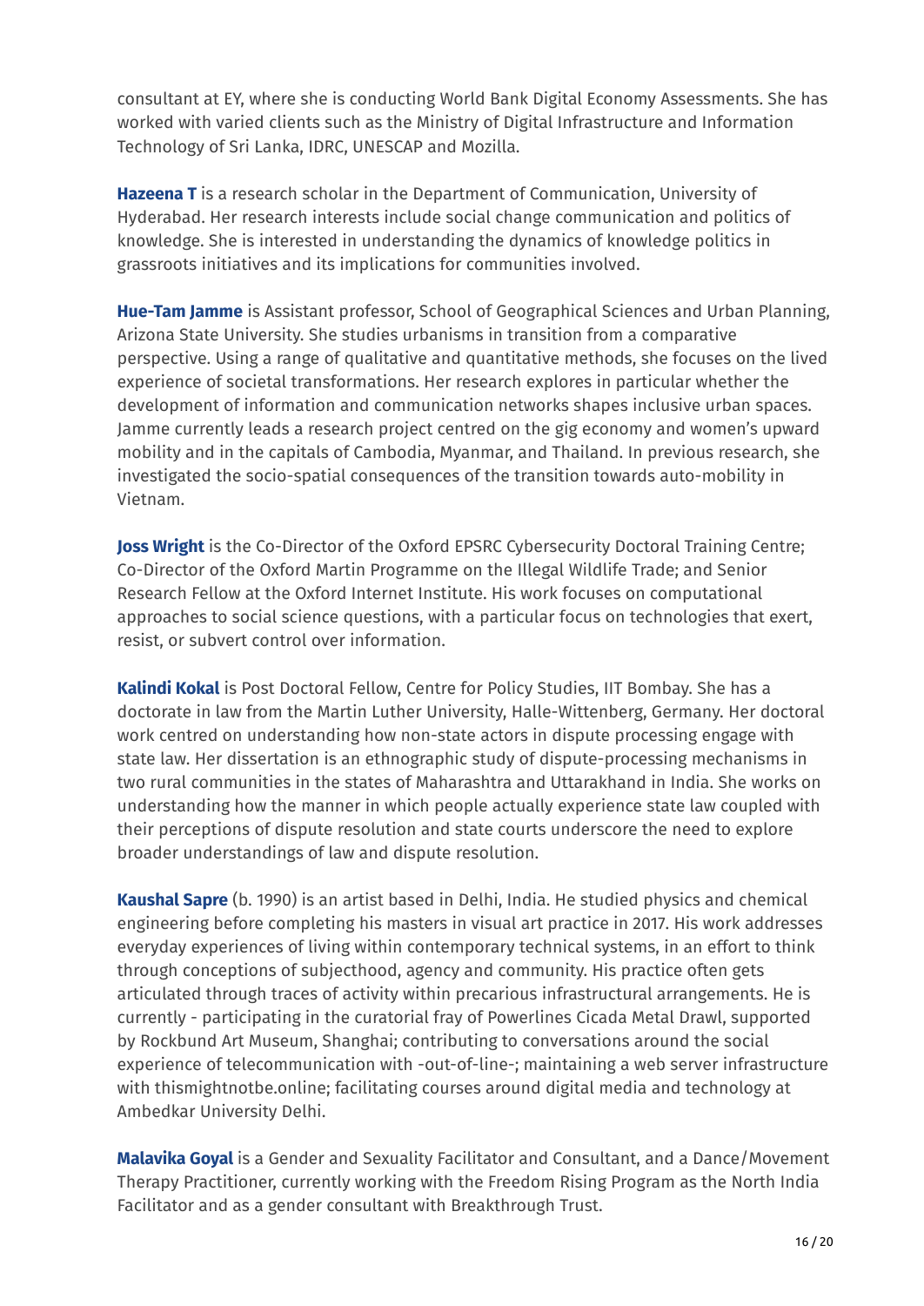consultant at EY, where she is conducting World Bank Digital Economy Assessments. She has worked with varied clients such as the Ministry of Digital Infrastructure and Information Technology of Sri Lanka, IDRC, UNESCAP and Mozilla.

**Hazeena T** is a research scholar in the Department of Communication, University of Hyderabad. Her research interests include social change communication and politics of knowledge. She is interested in understanding the dynamics of knowledge politics in grassroots initiatives and its implications for communities involved.

**Hue-Tam Jamme** is Assistant professor, School of Geographical Sciences and Urban Planning, Arizona State University. She studies urbanisms in transition from a comparative perspective. Using a range of qualitative and quantitative methods, she focuses on the lived experience of societal transformations. Her research explores in particular whether the development of information and communication networks shapes inclusive urban spaces. Jamme currently leads a research project centred on the gig economy and women's upward mobility and in the capitals of Cambodia, Myanmar, and Thailand. In previous research, she investigated the socio-spatial consequences of the transition towards auto-mobility in Vietnam.

**Joss Wright** is the Co-Director of the Oxford EPSRC Cybersecurity Doctoral Training Centre; Co-Director of the Oxford Martin Programme on the Illegal Wildlife Trade; and Senior Research Fellow at the Oxford Internet Institute. His work focuses on computational approaches to social science questions, with a particular focus on technologies that exert, resist, or subvert control over information.

**Kalindi Kokal** is Post Doctoral Fellow, Centre for Policy Studies, IIT Bombay. She has a doctorate in law from the Martin Luther University, Halle-Wittenberg, Germany. Her doctoral work centred on understanding how non-state actors in dispute processing engage with state law. Her dissertation is an ethnographic study of dispute-processing mechanisms in two rural communities in the states of Maharashtra and Uttarakhand in India. She works on understanding how the manner in which people actually experience state law coupled with their perceptions of dispute resolution and state courts underscore the need to explore broader understandings of law and dispute resolution.

**Kaushal Sapre** (b. 1990) is an artist based in Delhi, India. He studied physics and chemical engineering before completing his masters in visual art practice in 2017. His work addresses everyday experiences of living within contemporary technical systems, in an effort to think through conceptions of subjecthood, agency and community. His practice often gets articulated through traces of activity within precarious infrastructural arrangements. He is currently - participating in the curatorial fray of Powerlines Cicada Metal Drawl, supported by Rockbund Art Museum, Shanghai; contributing to conversations around the social experience of telecommunication with -out-of-line-; maintaining a web server infrastructure with thismightnotbe.online; facilitating courses around digital media and technology at Ambedkar University Delhi.

**Malavika Goyal** is a Gender and Sexuality Facilitator and Consultant, and a Dance/Movement Therapy Practitioner, currently working with the Freedom Rising Program as the North India Facilitator and as a gender consultant with Breakthrough Trust.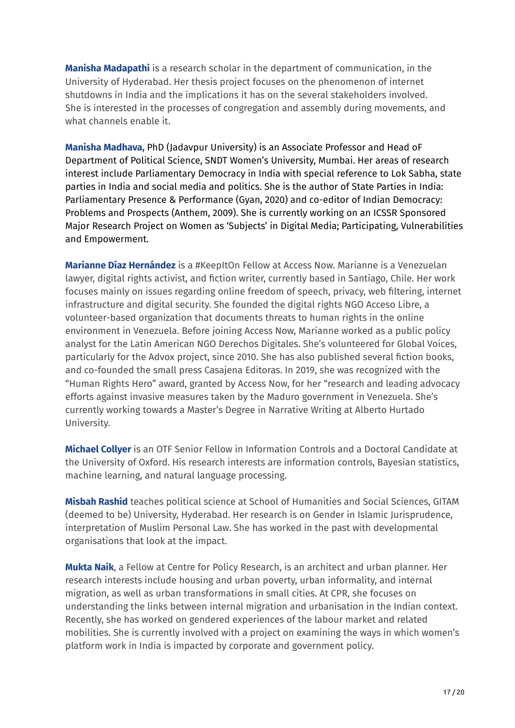**Manisha Madapathi** is a research scholar in the department of communication, in the University of Hyderabad. Her thesis project focuses on the phenomenon of internet shutdowns in India and the implications it has on the several stakeholders involved. She is interested in the processes of congregation and assembly during movements, and what channels enable it.

**Manisha Madhava,** PhD (Jadavpur University) is an Associate Professor and Head oF Department of Political Science, SNDT Women's University, Mumbai. Her areas of research interest include Parliamentary Democracy in India with special reference to Lok Sabha, state parties in India and social media and politics. She is the author of State Parties in India: Parliamentary Presence & Performance (Gyan, 2020) and co-editor of Indian Democracy: Problems and Prospects (Anthem, 2009). She is currently working on an ICSSR Sponsored Major Research Project on Women as 'Subjects' in Digital Media; Participating, Vulnerabilities and Empowerment.

**Marianne Díaz Hernández** is a #KeepItOn Fellow at Access Now. Marianne is a Venezuelan lawyer, digital rights activist, and fiction writer, currently based in Santiago, Chile. Her work focuses mainly on issues regarding online freedom of speech, privacy, web filtering, internet infrastructure and digital security. She founded the digital rights NGO Acceso Libre, a volunteer-based organization that documents threats to human rights in the online environment in Venezuela. Before joining Access Now, Marianne worked as a public policy analyst for the Latin American NGO Derechos Digitales. She's volunteered for Global Voices, particularly for the Advox project, since 2010. She has also published several fiction books, and co-founded the small press Casajena Editoras. In 2019, she was recognized with the "Human Rights Hero" award, granted by Access Now, for her "research and leading advocacy efforts against invasive measures taken by the Maduro government in Venezuela. She's currently working towards a Master's Degree in Narrative Writing at Alberto Hurtado University.

**Michael Collyer** is an OTF Senior Fellow in Information Controls and a Doctoral Candidate at the University of Oxford. His research interests are information controls, Bayesian statistics, machine learning, and natural language processing.

**Misbah Rashid** teaches political science at School of Humanities and Social Sciences, GITAM (deemed to be) University, Hyderabad. Her research is on Gender in Islamic Jurisprudence, interpretation of Muslim Personal Law. She has worked in the past with developmental organisations that look at the impact.

**Mukta Naik**, a Fellow at Centre for Policy Research, is an architect and urban planner. Her research interests include housing and urban poverty, urban informality, and internal migration, as well as urban transformations in small cities. At CPR, she focuses on understanding the links between internal migration and urbanisation in the Indian context. Recently, she has worked on gendered experiences of the labour market and related mobilities. She is currently involved with a project on examining the ways in which women's platform work in India is impacted by corporate and government policy.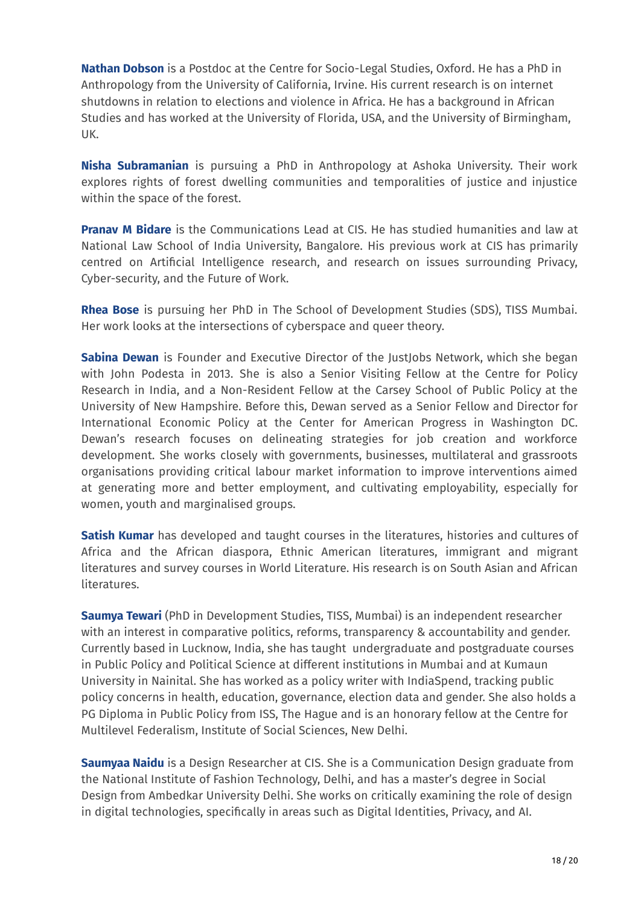**Nathan Dobson** is a Postdoc at the Centre for Socio-Legal Studies, Oxford. He has a PhD in Anthropology from the University of California, Irvine. His current research is on internet shutdowns in relation to elections and violence in Africa. He has a background in African Studies and has worked at the University of Florida, USA, and the University of Birmingham, UK.

**Nisha Subramanian** is pursuing a PhD in Anthropology at Ashoka University. Their work explores rights of forest dwelling communities and temporalities of justice and injustice within the space of the forest.

**Pranav M Bidare** is the Communications Lead at CIS. He has studied humanities and law at National Law School of India University, Bangalore. His previous work at CIS has primarily centred on Artificial Intelligence research, and research on issues surrounding Privacy, Cyber-security, and the Future of Work.

**Rhea Bose** is pursuing her PhD in The School of Development Studies (SDS), TISS Mumbai. Her work looks at the intersections of cyberspace and queer theory.

**Sabina Dewan** is Founder and Executive Director of the JustJobs Network, which she began with John Podesta in 2013. She is also a Senior Visiting Fellow at the Centre for Policy Research in India, and a Non-Resident Fellow at the Carsey School of Public Policy at the University of New Hampshire. Before this, Dewan served as a Senior Fellow and Director for International Economic Policy at the Center for American Progress in Washington DC. Dewan's research focuses on delineating strategies for job creation and workforce development. She works closely with governments, businesses, multilateral and grassroots organisations providing critical labour market information to improve interventions aimed at generating more and better employment, and cultivating employability, especially for women, youth and marginalised groups.

**Satish Kumar** has developed and taught courses in the literatures, histories and cultures of Africa and the African diaspora, Ethnic American literatures, immigrant and migrant literatures and survey courses in World Literature. His research is on South Asian and African literatures.

**Saumya Tewari** (PhD in Development Studies, TISS, Mumbai) is an independent researcher with an interest in comparative politics, reforms, transparency & accountability and gender. Currently based in Lucknow, India, she has taught undergraduate and postgraduate courses in Public Policy and Political Science at different institutions in Mumbai and at Kumaun University in Nainital. She has worked as a policy writer with IndiaSpend, tracking public policy concerns in health, education, governance, election data and gender. She also holds a PG Diploma in Public Policy from ISS, The Hague and is an honorary fellow at the Centre for Multilevel Federalism, Institute of Social Sciences, New Delhi.

**Saumyaa Naidu** is a Design Researcher at CIS. She is a Communication Design graduate from the National Institute of Fashion Technology, Delhi, and has a master's degree in Social Design from Ambedkar University Delhi. She works on critically examining the role of design in digital technologies, specifically in areas such as Digital Identities, Privacy, and AI.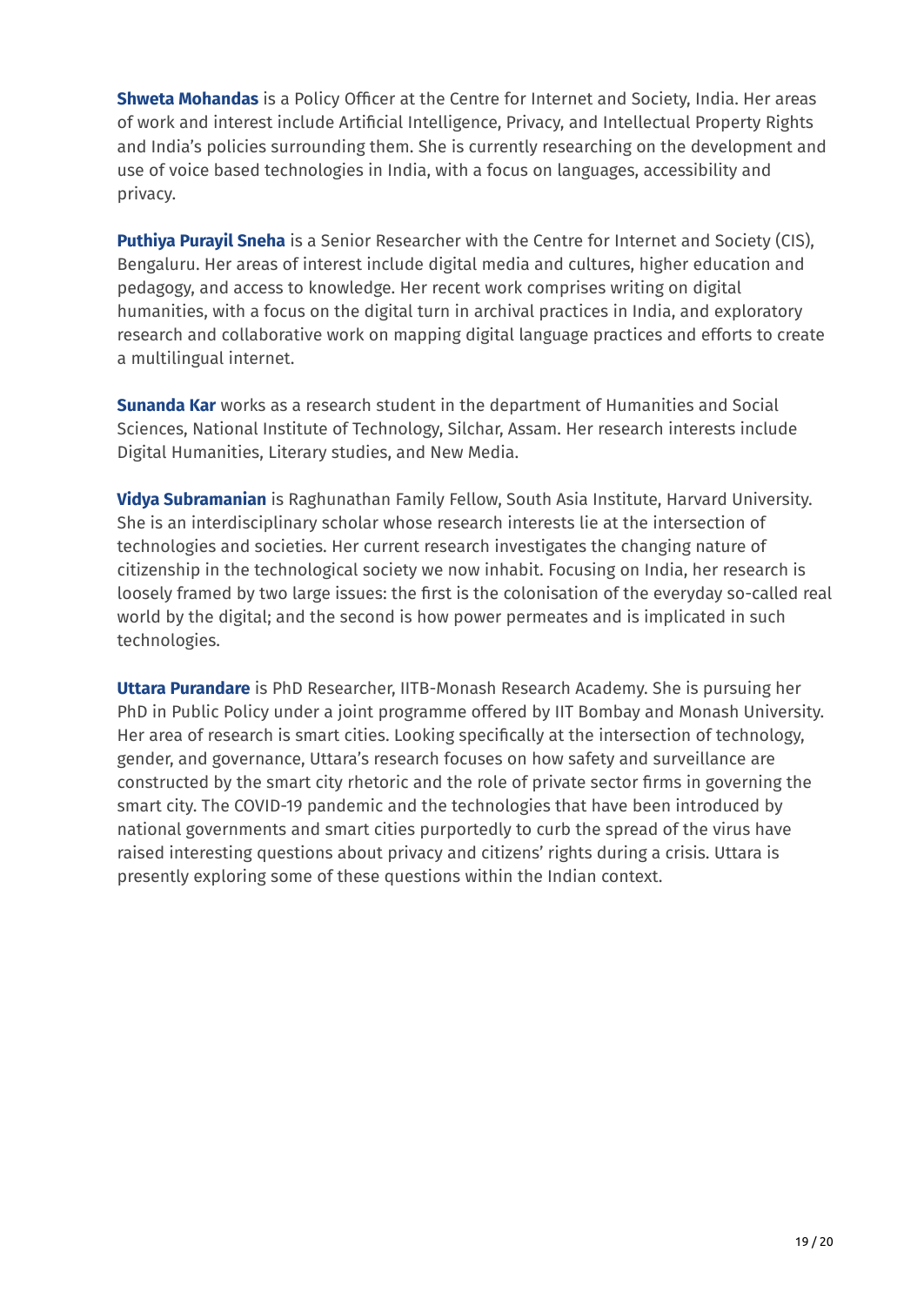**Shweta Mohandas** is a Policy Officer at the Centre for Internet and Society, India. Her areas of work and interest include Artificial Intelligence, Privacy, and Intellectual Property Rights and India's policies surrounding them. She is currently researching on the development and use of voice based technologies in India, with a focus on languages, accessibility and privacy.

**Puthiya Purayil Sneha** is a Senior Researcher with the Centre for Internet and Society (CIS), Bengaluru. Her areas of interest include digital media and cultures, higher education and pedagogy, and access to knowledge. Her recent work comprises writing on digital humanities, with a focus on the digital turn in archival practices in India, and exploratory research and collaborative work on mapping digital language practices and efforts to create a multilingual internet.

**Sunanda Kar** works as a research student in the department of Humanities and Social Sciences, National Institute of Technology, Silchar, Assam. Her research interests include Digital Humanities, Literary studies, and New Media.

**Vidya Subramanian** is Raghunathan Family Fellow, South Asia Institute, Harvard University. She is an interdisciplinary scholar whose research interests lie at the intersection of technologies and societies. Her current research investigates the changing nature of citizenship in the technological society we now inhabit. Focusing on India, her research is loosely framed by two large issues: the first is the colonisation of the everyday so-called real world by the digital; and the second is how power permeates and is implicated in such technologies.

**Uttara Purandare** is PhD Researcher, IITB-Monash Research Academy. She is pursuing her PhD in Public Policy under a joint programme offered by IIT Bombay and Monash University. Her area of research is smart cities. Looking specifically at the intersection of technology, gender, and governance, Uttara's research focuses on how safety and surveillance are constructed by the smart city rhetoric and the role of private sector firms in governing the smart city. The COVID-19 pandemic and the technologies that have been introduced by national governments and smart cities purportedly to curb the spread of the virus have raised interesting questions about privacy and citizens' rights during a crisis. Uttara is presently exploring some of these questions within the Indian context.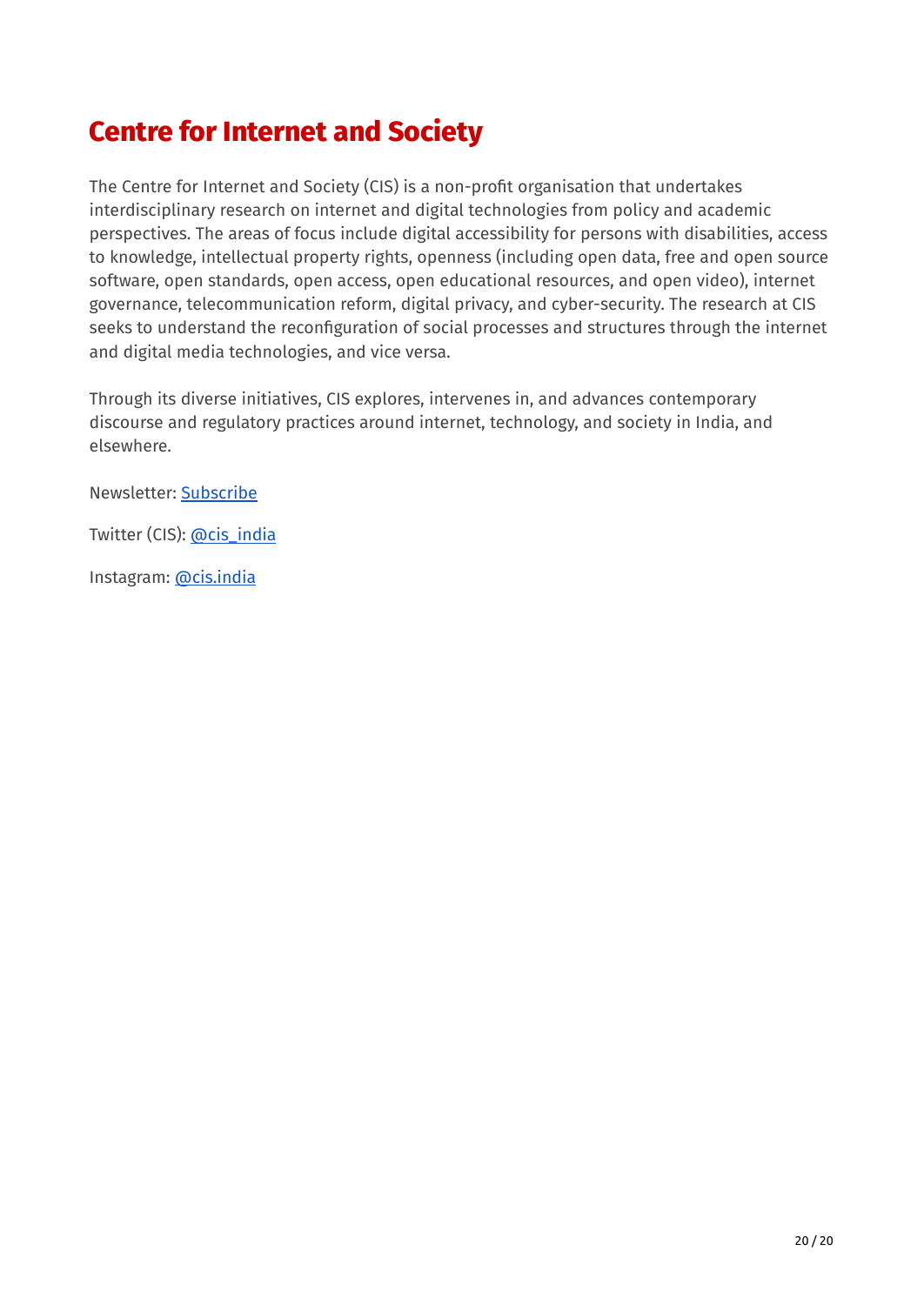# Centre for Internet and Society

The Centre for Internet and Society (CIS) is a non-profit organisation that undertakes interdisciplinary research on internet and digital technologies from policy and academic perspectives. The areas of focus include digital accessibility for persons with disabilities, access to knowledge, intellectual property rights, openness (including open data, free and open source software, open standards, open access, open educational resources, and open video), internet governance, telecommunication reform, digital privacy, and cyber-security. The research at CIS seeks to understand the reconfiguration of social processes and structures through the internet and digital media technologies, and vice versa.

Through its diverse initiatives, CIS explores, intervenes in, and advances contemporary discourse and regulatory practices around internet, technology, and society in India, and elsewhere.

Newsletter: Subscribe

Twitter (CIS): @cis_india

Instagram: @cis.india